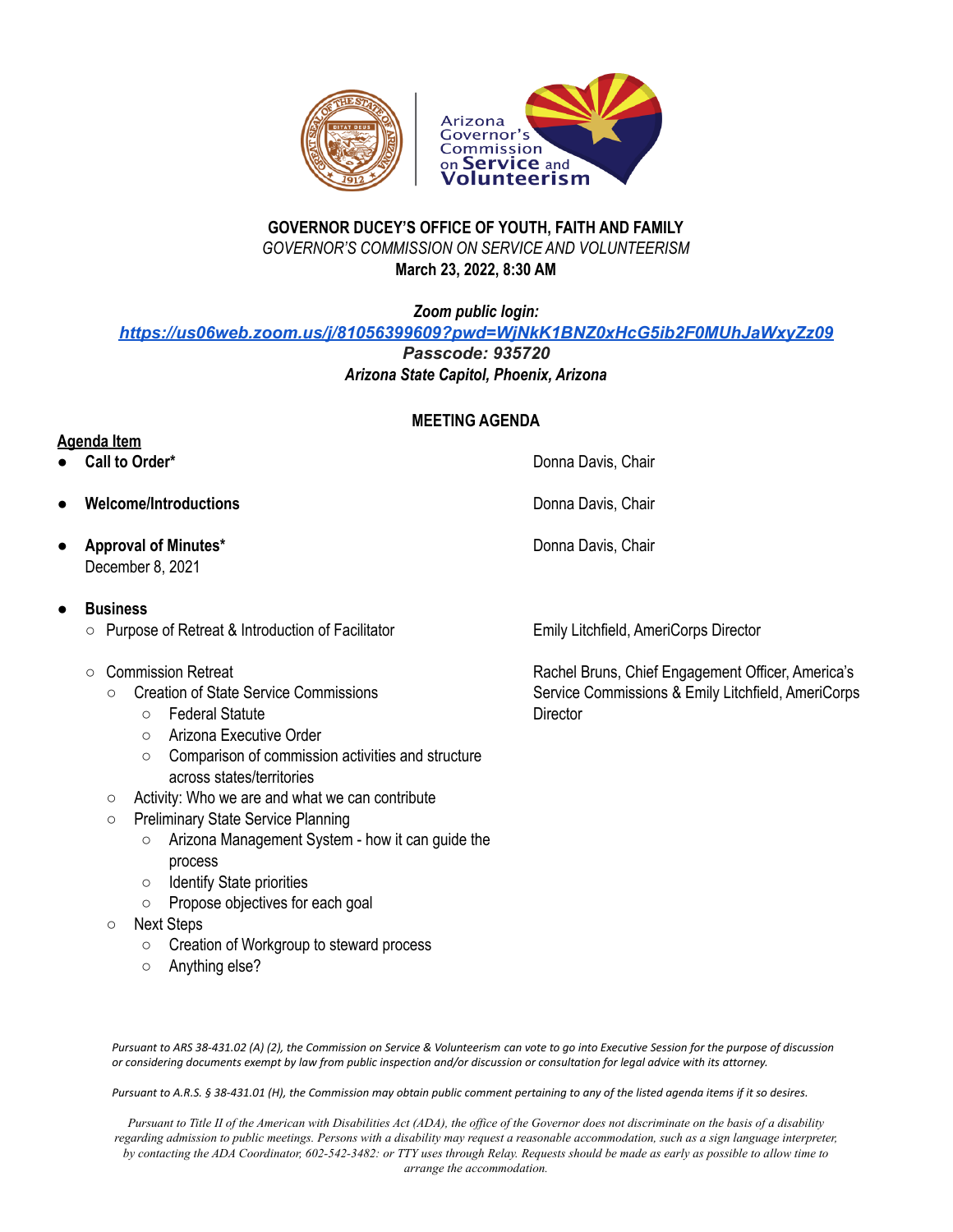Arizona Governor's Commission on Service and Volunteerism

**GOVERNOR DUCEY'S OFFICE OF YOUTH, FAITH AND FAMILY**

*GOVERNOR'S COMMISSION ON SERVICE AND VOLUNTEERISM*

**March 23, 2022, 8:30 AM**

***Zoom public login:***

***https://us06web.zoom.us/j/81056399609?pwd=WjNkK1BNZ0xHcG5ib2F0MUhJaWxyZz09***

***Passcode: 935720***

***Arizona State Capitol, Phoenix, Arizona***

**MEETING AGENDA**

**Agenda Item**

- **Call to Order*** — Donna Davis, Chair
- **Welcome/Introductions** — Donna Davis, Chair
- **Approval of Minutes*** — Donna Davis, Chair
  December 8, 2021
- **Business**
  - Purpose of Retreat & Introduction of Facilitator — Emily Litchfield, AmeriCorps Director
  - Commission Retreat — Rachel Bruns, Chief Engagement Officer, America's Service Commissions & Emily Litchfield, AmeriCorps Director
    - Creation of State Service Commissions
      - Federal Statute
      - Arizona Executive Order
      - Comparison of commission activities and structure across states/territories
    - Activity: Who we are and what we can contribute
    - Preliminary State Service Planning
      - Arizona Management System - how it can guide the process
      - Identify State priorities
      - Propose objectives for each goal
    - Next Steps
      - Creation of Workgroup to steward process
      - Anything else?

*Pursuant to ARS 38-431.02 (A) (2), the Commission on Service & Volunteerism can vote to go into Executive Session for the purpose of discussion or considering documents exempt by law from public inspection and/or discussion or consultation for legal advice with its attorney.*

*Pursuant to A.R.S. § 38-431.01 (H), the Commission may obtain public comment pertaining to any of the listed agenda items if it so desires.*

*Pursuant to Title II of the American with Disabilities Act (ADA), the office of the Governor does not discriminate on the basis of a disability regarding admission to public meetings. Persons with a disability may request a reasonable accommodation, such as a sign language interpreter, by contacting the ADA Coordinator, 602-542-3482: or TTY uses through Relay. Requests should be made as early as possible to allow time to arrange the accommodation.*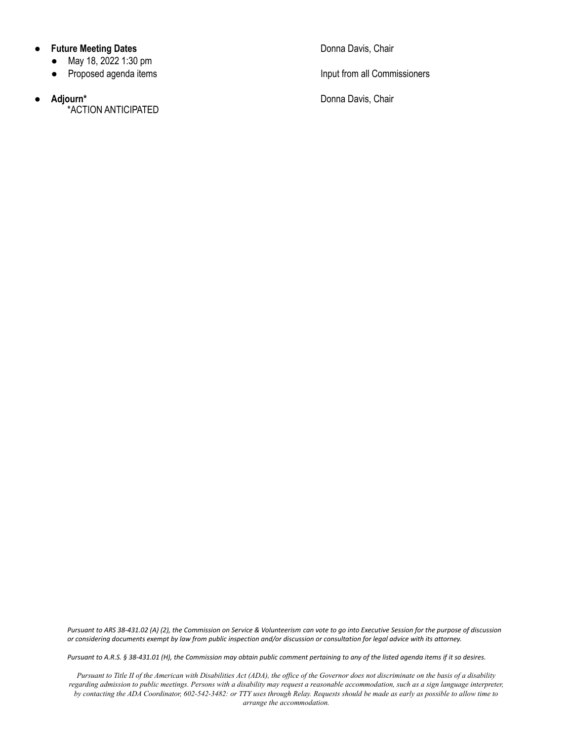- **Future Meeting Dates** — Donna Davis, Chair
    - May 18, 2022 1:30 pm
    - Proposed agenda items — Input from all Commissioners
- **Adjourn*** — Donna Davis, Chair
  *ACTION ANTICIPATED

*Pursuant to ARS 38-431.02 (A) (2), the Commission on Service & Volunteerism can vote to go into Executive Session for the purpose of discussion or considering documents exempt by law from public inspection and/or discussion or consultation for legal advice with its attorney.*

*Pursuant to A.R.S. § 38-431.01 (H), the Commission may obtain public comment pertaining to any of the listed agenda items if it so desires.*

*Pursuant to Title II of the American with Disabilities Act (ADA), the office of the Governor does not discriminate on the basis of a disability regarding admission to public meetings. Persons with a disability may request a reasonable accommodation, such as a sign language interpreter, by contacting the ADA Coordinator, 602-542-3482: or TTY uses through Relay. Requests should be made as early as possible to allow time to arrange the accommodation.*